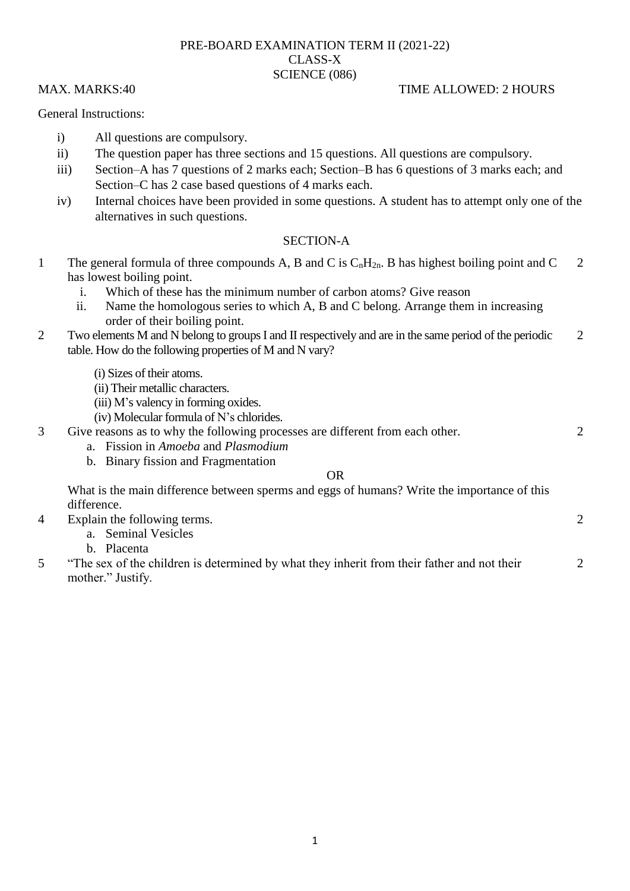# PRE-BOARD EXAMINATION TERM II (2021-22)

## CLASS-X

## SCIENCE (086)

MAX. MARKS:40 TIME ALLOWED: 2 HOURS

General Instructions:

i) All questions are compulsory.

ii) The question paper has three sections and 15 questions. All questions are compulsory.

iii) Section–A has 7 questions of 2 marks each; Section–B has 6 questions of 3 marks each; and Section–C has 2 case based questions of 4 marks each.

iv) Internal choices have been provided in some questions. A student has to attempt only one of the alternatives in such questions.

### SECTION-A

1 The general formula of three compounds A, B and C is $C_nH_{2n}$. B has highest boiling point and C has lowest boiling point. **2**

i. Which of these has the minimum number of carbon atoms? Give reason

ii. Name the homologous series to which A, B and C belong. Arrange them in increasing order of their boiling point.

2 Two elements M and N belong to groups I and II respectively and are in the same period of the periodic table. How do the following properties of M and N vary? **2**

(i) Sizes of their atoms.

(ii) Their metallic characters.

(iii) M's valency in forming oxides.

(iv) Molecular formula of N's chlorides.

3 Give reasons as to why the following processes are different from each other. **2**

a. Fission in *Amoeba* and *Plasmodium*

b. Binary fission and Fragmentation

OR

What is the main difference between sperms and eggs of humans? Write the importance of this difference.

4 Explain the following terms. **2**

a. Seminal Vesicles

b. Placenta

5 "The sex of the children is determined by what they inherit from their father and not their mother." Justify. **2**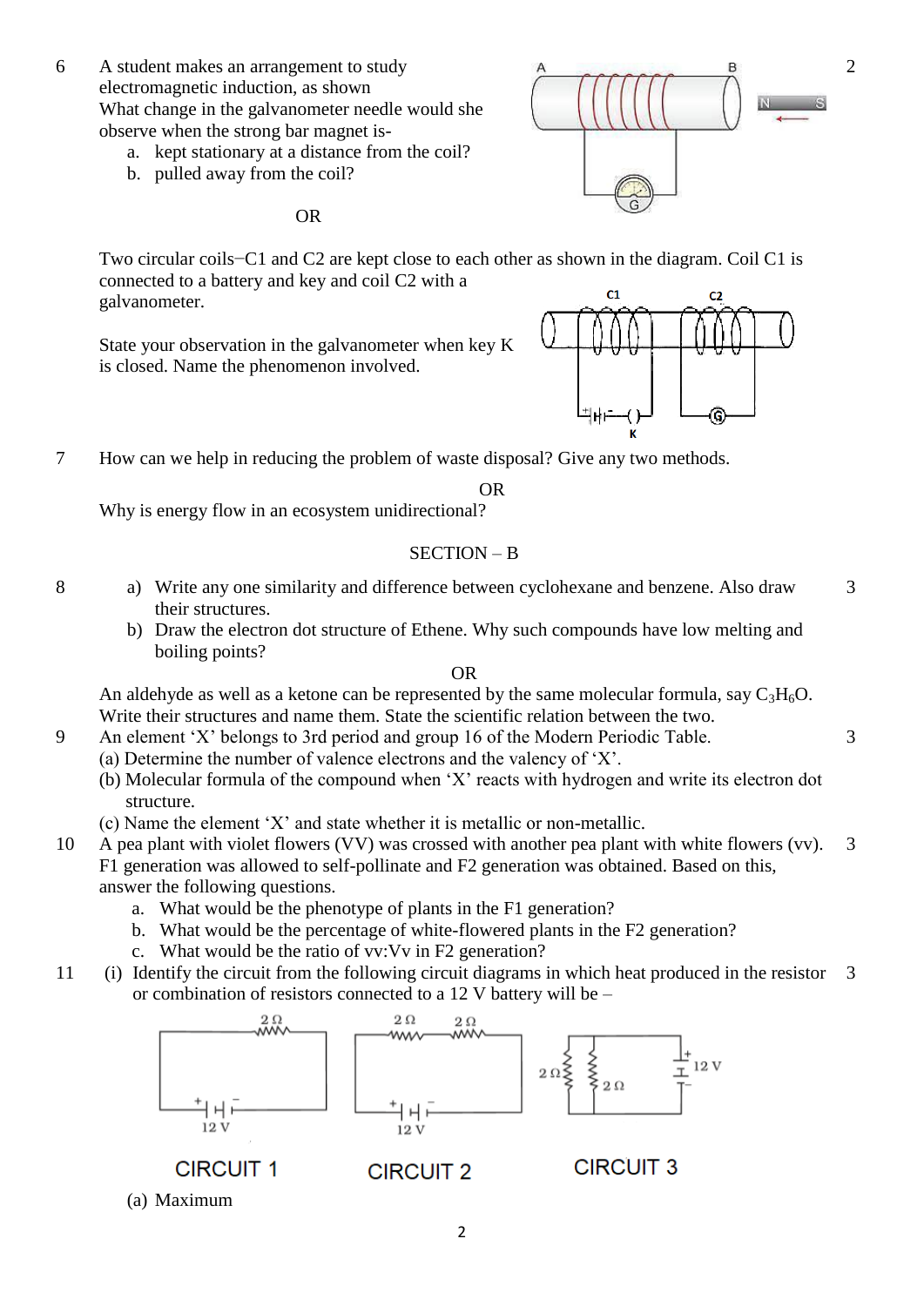6 A student makes an arrangement to study electromagnetic induction, as shown. What change in the galvanometer needle would she observe when the strong bar magnet is- **2**

a. kept stationary at a distance from the coil?
b. pulled away from the coil?

OR

Two circular coils−C1 and C2 are kept close to each other as shown in the diagram. Coil C1 is connected to a battery and key and coil C2 with a galvanometer.

State your observation in the galvanometer when key K is closed. Name the phenomenon involved.

7 How can we help in reducing the problem of waste disposal? Give any two methods.

OR

Why is energy flow in an ecosystem unidirectional?

## SECTION – B

8 a) Write any one similarity and difference between cyclohexane and benzene. Also draw their structures. **3**

b) Draw the electron dot structure of Ethene. Why such compounds have low melting and boiling points?

OR

An aldehyde as well as a ketone can be represented by the same molecular formula, say $C_3H_6O$. Write their structures and name them. State the scientific relation between the two.

9 An element ‘X’ belongs to 3rd period and group 16 of the Modern Periodic Table. **3**

(a) Determine the number of valence electrons and the valency of ‘X’.
(b) Molecular formula of the compound when ‘X’ reacts with hydrogen and write its electron dot structure.
(c) Name the element ‘X’ and state whether it is metallic or non-metallic.

10 A pea plant with violet flowers (VV) was crossed with another pea plant with white flowers (vv). F1 generation was allowed to self-pollinate and F2 generation was obtained. Based on this, answer the following questions. **3**

a. What would be the phenotype of plants in the F1 generation?
b. What would be the percentage of white-flowered plants in the F2 generation?
c. What would be the ratio of vv:Vv in F2 generation?

11 (i) Identify the circuit from the following circuit diagrams in which heat produced in the resistor or combination of resistors connected to a 12 V battery will be – **3**

CIRCUIT 1 CIRCUIT 2 CIRCUIT 3

(a) Maximum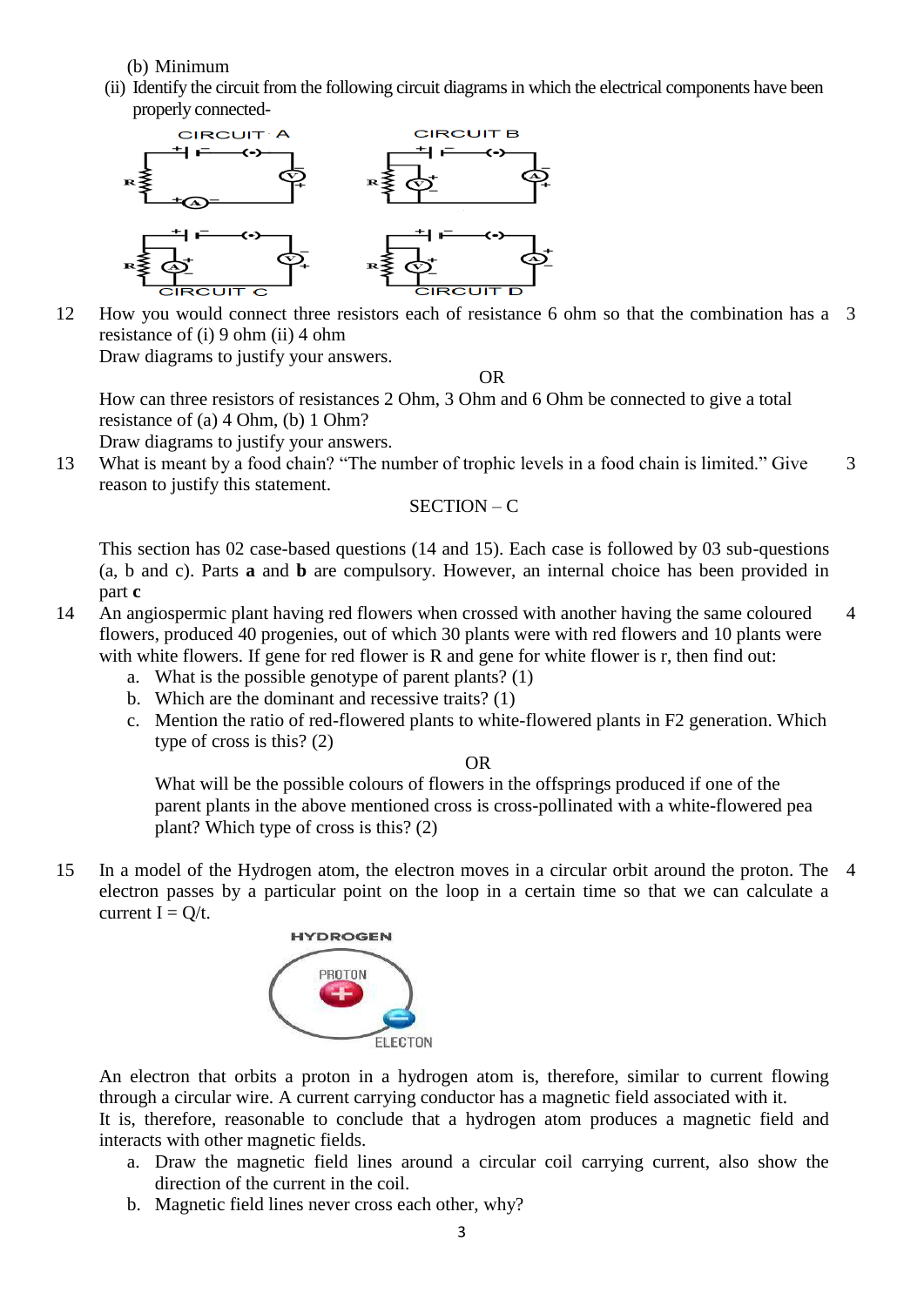(b) Minimum

(ii) Identify the circuit from the following circuit diagrams in which the electrical components have been properly connected-

CIRCUIT A CIRCUIT B

CIRCUIT C CIRCUIT D

12 How you would connect three resistors each of resistance 6 ohm so that the combination has a resistance of (i) 9 ohm (ii) 4 ohm 3

Draw diagrams to justify your answers.

OR

How can three resistors of resistances 2 Ohm, 3 Ohm and 6 Ohm be connected to give a total resistance of (a) 4 Ohm, (b) 1 Ohm?

Draw diagrams to justify your answers.

13 What is meant by a food chain? "The number of trophic levels in a food chain is limited." Give reason to justify this statement. 3

## SECTION – C

This section has 02 case-based questions (14 and 15). Each case is followed by 03 sub-questions (a, b and c). Parts **a** and **b** are compulsory. However, an internal choice has been provided in part **c**

14 An angiospermic plant having red flowers when crossed with another having the same coloured flowers, produced 40 progenies, out of which 30 plants were with red flowers and 10 plants were with white flowers. If gene for red flower is R and gene for white flower is r, then find out: 4

a. What is the possible genotype of parent plants? (1)
b. Which are the dominant and recessive traits? (1)
c. Mention the ratio of red-flowered plants to white-flowered plants in F2 generation. Which type of cross is this? (2)

OR

What will be the possible colours of flowers in the offsprings produced if one of the parent plants in the above mentioned cross is cross-pollinated with a white-flowered pea plant? Which type of cross is this? (2)

15 In a model of the Hydrogen atom, the electron moves in a circular orbit around the proton. The electron passes by a particular point on the loop in a certain time so that we can calculate a current I = Q/t. 4

HYDROGEN

PROTON

ELECTON

An electron that orbits a proton in a hydrogen atom is, therefore, similar to current flowing through a circular wire. A current carrying conductor has a magnetic field associated with it.
It is, therefore, reasonable to conclude that a hydrogen atom produces a magnetic field and interacts with other magnetic fields.

a. Draw the magnetic field lines around a circular coil carrying current, also show the direction of the current in the coil.
b. Magnetic field lines never cross each other, why?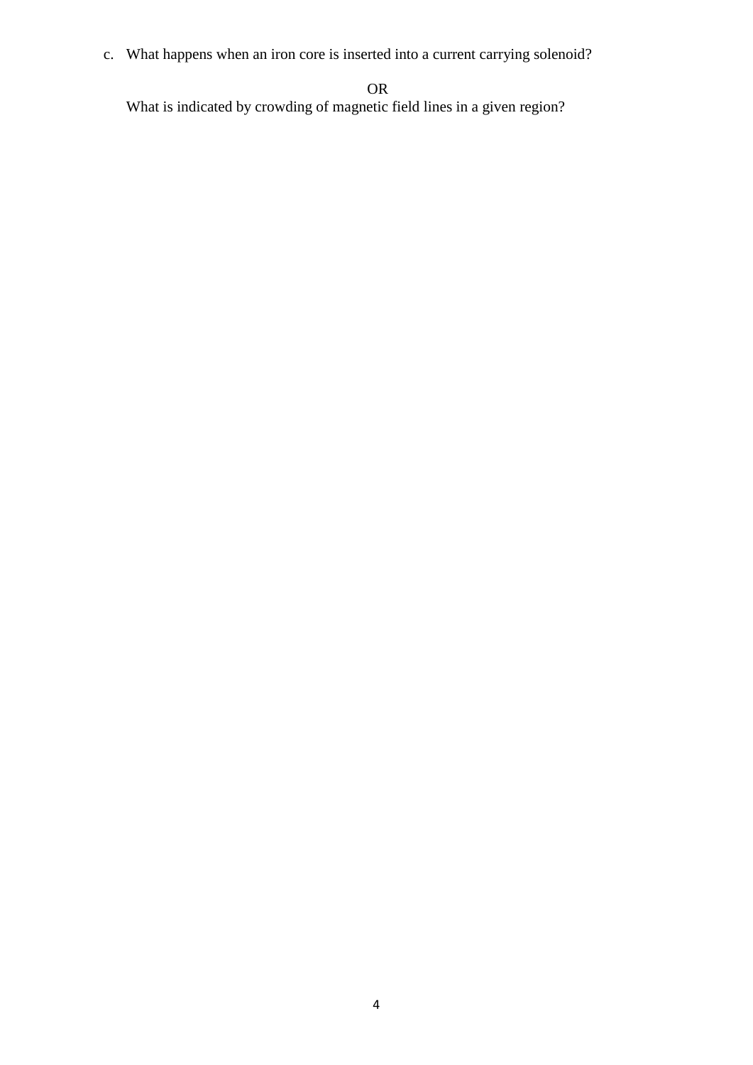c. What happens when an iron core is inserted into a current carrying solenoid?

OR

What is indicated by crowding of magnetic field lines in a given region?